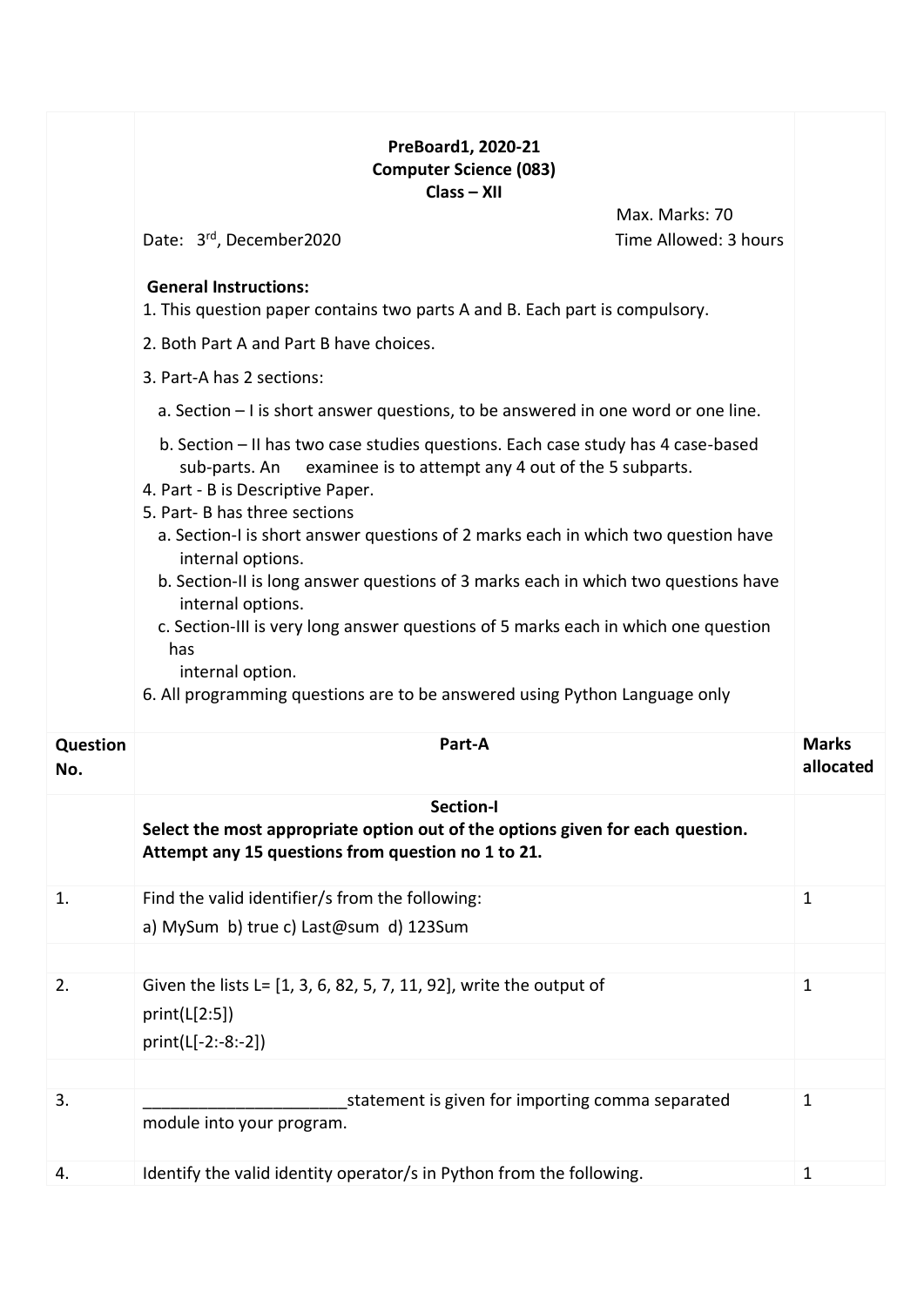**PreBoard1, 2020-21**
**Computer Science (083)**
**Class – XII**

Date: 3rd, December2020 | Max. Marks: 70 | Time Allowed: 3 hours

**General Instructions:**

1. This question paper contains two parts A and B. Each part is compulsory.
2. Both Part A and Part B have choices.
3. Part-A has 2 sections:
   a. Section – I is short answer questions, to be answered in one word or one line.
   b. Section – II has two case studies questions. Each case study has 4 case-based sub-parts. An examinee is to attempt any 4 out of the 5 subparts.
4. Part - B is Descriptive Paper.
5. Part- B has three sections
   a. Section-I is short answer questions of 2 marks each in which two question have internal options.
   b. Section-II is long answer questions of 3 marks each in which two questions have internal options.
   c. Section-III is very long answer questions of 5 marks each in which one question has internal option.
6. All programming questions are to be answered using Python Language only

| Question No. | Part-A | Marks allocated |
|---|---|---|
| | **Section-I** **Select the most appropriate option out of the options given for each question. Attempt any 15 questions from question no 1 to 21.** | |
| 1. | Find the valid identifier/s from the following: a) MySum b) true c) Last@sum d) 123Sum | 1 |
| 2. | Given the lists L= [1, 3, 6, 82, 5, 7, 11, 92], write the output of `print(L[2:5])` `print(L[-2:-8:-2])` | 1 |
| 3. | ______________________statement is given for importing comma separated module into your program. | 1 |
| 4. | Identify the valid identity operator/s in Python from the following. | 1 |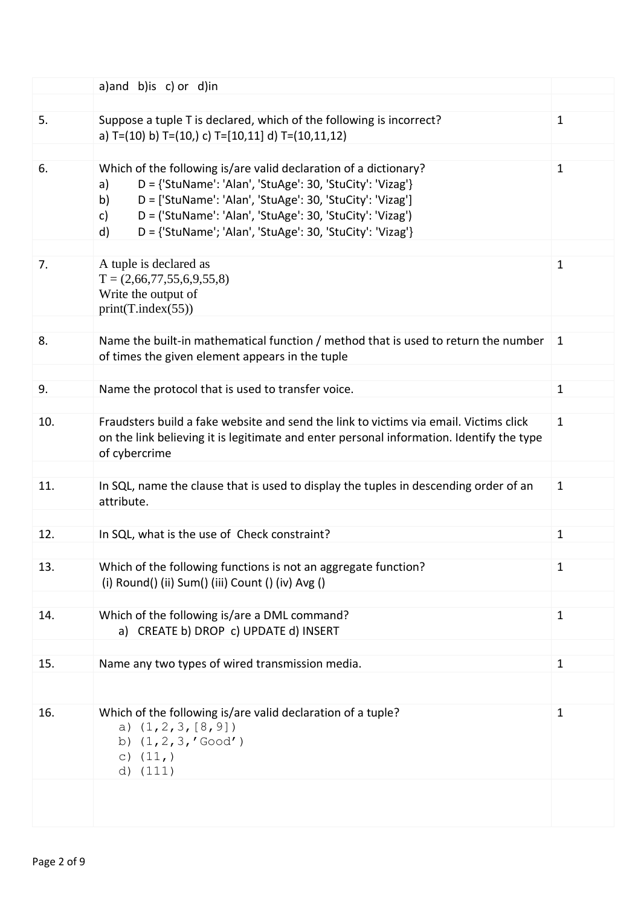| | | |
|---|---|---|
| | a)and b)is c) or d)in | |
| 5. | Suppose a tuple T is declared, which of the following is incorrect?<br>a) T=(10) b) T=(10,) c) T=[10,11] d) T=(10,11,12) | 1 |
| 6. | Which of the following is/are valid declaration of a dictionary?<br>a) D = {'StuName': 'Alan', 'StuAge': 30, 'StuCity': 'Vizag'}<br>b) D = ['StuName': 'Alan', 'StuAge': 30, 'StuCity': 'Vizag']<br>c) D = ('StuName': 'Alan', 'StuAge': 30, 'StuCity': 'Vizag')<br>d) D = {'StuName'; 'Alan', 'StuAge': 30, 'StuCity': 'Vizag'} | 1 |
| 7. | A tuple is declared as<br>T = (2,66,77,55,6,9,55,8)<br>Write the output of<br>print(T.index(55)) | 1 |
| 8. | Name the built-in mathematical function / method that is used to return the number of times the given element appears in the tuple | 1 |
| 9. | Name the protocol that is used to transfer voice. | 1 |
| 10. | Fraudsters build a fake website and send the link to victims via email. Victims click on the link believing it is legitimate and enter personal information. Identify the type of cybercrime | 1 |
| 11. | In SQL, name the clause that is used to display the tuples in descending order of an attribute. | 1 |
| 12. | In SQL, what is the use of Check constraint? | 1 |
| 13. | Which of the following functions is not an aggregate function?<br>(i) Round() (ii) Sum() (iii) Count () (iv) Avg () | 1 |
| 14. | Which of the following is/are a DML command?<br>a) CREATE b) DROP c) UPDATE d) INSERT | 1 |
| 15. | Name any two types of wired transmission media. | 1 |
| 16. | Which of the following is/are valid declaration of a tuple?<br>a) (1,2,3,[8,9])<br>b) (1,2,3,'Good')<br>c) (11,)<br>d) (111) | 1 |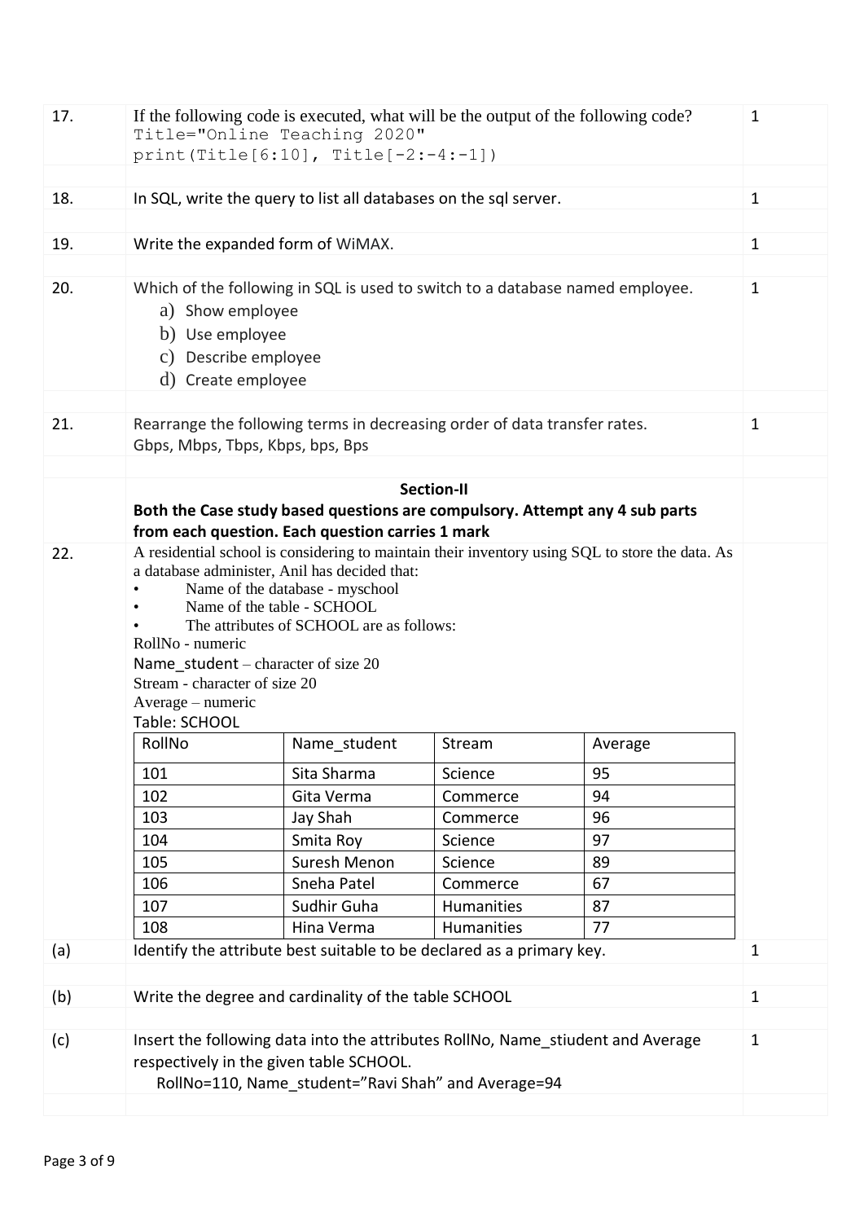17. If the following code is executed, what will be the output of the following code? **1**

```
Title="Online Teaching 2020"
print(Title[6:10], Title[-2:-4:-1])
```

18. In SQL, write the query to list all databases on the sql server. **1**

19. Write the expanded form of WiMAX. **1**

20. Which of the following in SQL is used to switch to a database named employee. **1**

   a) Show employee
   b) Use employee
   c) Describe employee
   d) Create employee

21. Rearrange the following terms in decreasing order of data transfer rates. **1**
   Gbps, Mbps, Tbps, Kbps, bps, Bps

## Section-II

**Both the Case study based questions are compulsory. Attempt any 4 sub parts from each question. Each question carries 1 mark**

22. A residential school is considering to maintain their inventory using SQL to store the data. As a database administer, Anil has decided that:

- Name of the database - myschool
- Name of the table - SCHOOL
- The attributes of SCHOOL are as follows:

RollNo - numeric
Name_student – character of size 20
Stream - character of size 20
Average – numeric

Table: SCHOOL

| RollNo | Name_student | Stream | Average |
|---|---|---|---|
| 101 | Sita Sharma | Science | 95 |
| 102 | Gita Verma | Commerce | 94 |
| 103 | Jay Shah | Commerce | 96 |
| 104 | Smita Roy | Science | 97 |
| 105 | Suresh Menon | Science | 89 |
| 106 | Sneha Patel | Commerce | 67 |
| 107 | Sudhir Guha | Humanities | 87 |
| 108 | Hina Verma | Humanities | 77 |

(a) Identify the attribute best suitable to be declared as a primary key. **1**

(b) Write the degree and cardinality of the table SCHOOL **1**

(c) Insert the following data into the attributes RollNo, Name_stiudent and Average respectively in the given table SCHOOL. **1**
   RollNo=110, Name_student="Ravi Shah" and Average=94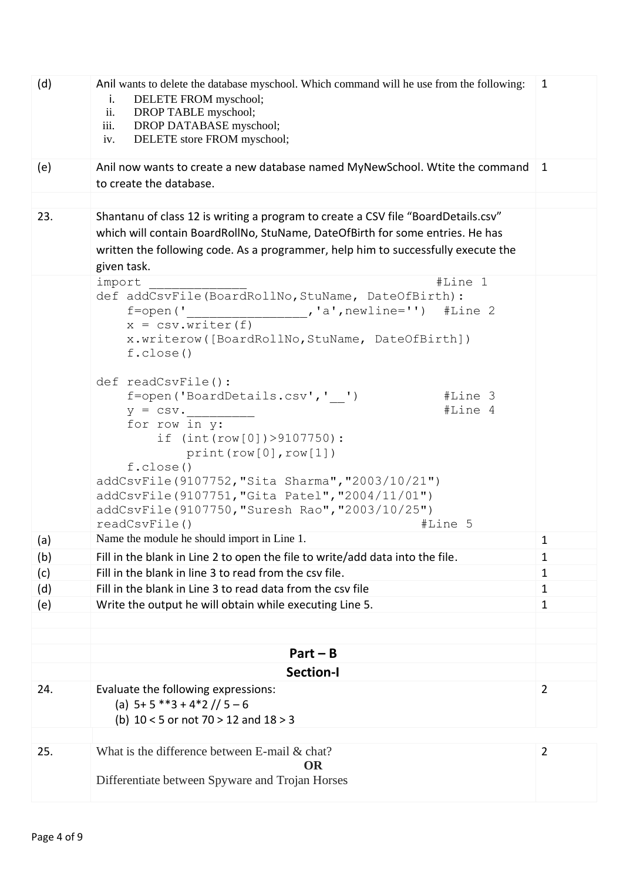| | | |
|---|---|---|
| (d) | Anil wants to delete the database myschool. Which command will he use from the following:<br>i. DELETE FROM myschool;<br>ii. DROP TABLE myschool;<br>iii. DROP DATABASE myschool;<br>iv. DELETE store FROM myschool; | 1 |
| (e) | Anil now wants to create a new database named MyNewSchool. Wtite the command to create the database. | 1 |

**23.** Shantanu of class 12 is writing a program to create a CSV file "BoardDetails.csv" which will contain BoardRollNo, StuName, DateOfBirth for some entries. He has written the following code. As a programmer, help him to successfully execute the given task.

```
import _____________                              #Line 1
def addCsvFile(BoardRollNo,StuName, DateOfBirth):
    f=open('________________','a',newline='')  #Line 2
    x = csv.writer(f)
    x.writerow([BoardRollNo,StuName, DateOfBirth])
    f.close()

def readCsvFile():
    f=open('BoardDetails.csv','__')             #Line 3
    y = csv._________                             #Line 4
    for row in y:
        if (int(row[0])>9107750):
            print(row[0],row[1])
    f.close()
addCsvFile(9107752,"Sita Sharma","2003/10/21")
addCsvFile(9107751,"Gita Patel","2004/11/01")
addCsvFile(9107750,"Suresh Rao","2003/10/25")
readCsvFile()                                   #Line 5
```

| | | |
|---|---|---|
| (a) | Name the module he should import in Line 1. | 1 |
| (b) | Fill in the blank in Line 2 to open the file to write/add data into the file. | 1 |
| (c) | Fill in the blank in line 3 to read from the csv file. | 1 |
| (d) | Fill in the blank in Line 3 to read data from the csv file | 1 |
| (e) | Write the output he will obtain while executing Line 5. | 1 |

## Part – B

### Section-I

| | | |
|---|---|---|
| 24. | Evaluate the following expressions:<br>(a) 5+ 5 **3 + 4*2 // 5 – 6<br>(b) 10 < 5 or not 70 > 12 and 18 > 3 | 2 |
| 25. | What is the difference between E-mail & chat?<br>**OR**<br>Differentiate between Spyware and Trojan Horses | 2 |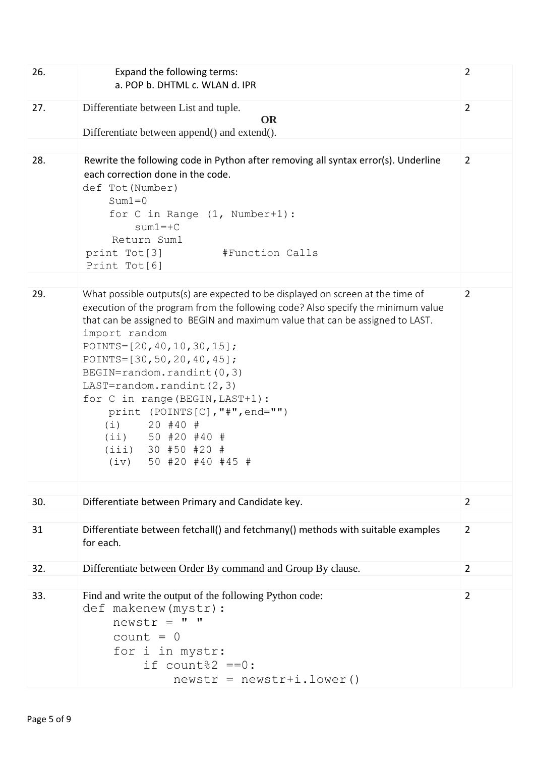| | | |
|---|---|---|
| 26. | Expand the following terms:<br>a. POP b. DHTML c. WLAN d. IPR | 2 |
| 27. | Differentiate between List and tuple.<br>**OR**<br>Differentiate between append() and extend(). | 2 |
| 28. | Rewrite the following code in Python after removing all syntax error(s). Underline each correction done in the code.<br>`def Tot(Number)`<br>`    Sum1=0`<br>`    for C in Range (1, Number+1):`<br>`        sum1=+C`<br>`     Return Sum1`<br>` print Tot[3]         #Function Calls`<br>` Print Tot[6]` | 2 |
| 29. | What possible outputs(s) are expected to be displayed on screen at the time of execution of the program from the following code? Also specify the minimum value that can be assigned to BEGIN and maximum value that can be assigned to LAST.<br>`import random`<br>`POINTS=[20,40,10,30,15];`<br>`POINTS=[30,50,20,40,45];`<br>`BEGIN=random.randint(0,3)`<br>`LAST=random.randint(2,3)`<br>`for C in range(BEGIN,LAST+1):`<br>`    print (POINTS[C],"#",end="")`<br>`(i)    20 #40 #`<br>`(ii)   50 #20 #40 #`<br>`(iii)  30 #50 #20 #`<br>`(iv)   50 #20 #40 #45 #` | 2 |
| 30. | Differentiate between Primary and Candidate key. | 2 |
| 31 | Differentiate between fetchall() and fetchmany() methods with suitable examples for each. | 2 |
| 32. | Differentiate between Order By command and Group By clause. | 2 |
| 33. | Find and write the output of the following Python code:<br>`def makenew(mystr):`<br>`    newstr = " "`<br>`    count = 0`<br>`    for i in mystr:`<br>`        if count%2 ==0:`<br>`            newstr = newstr+i.lower()` | 2 |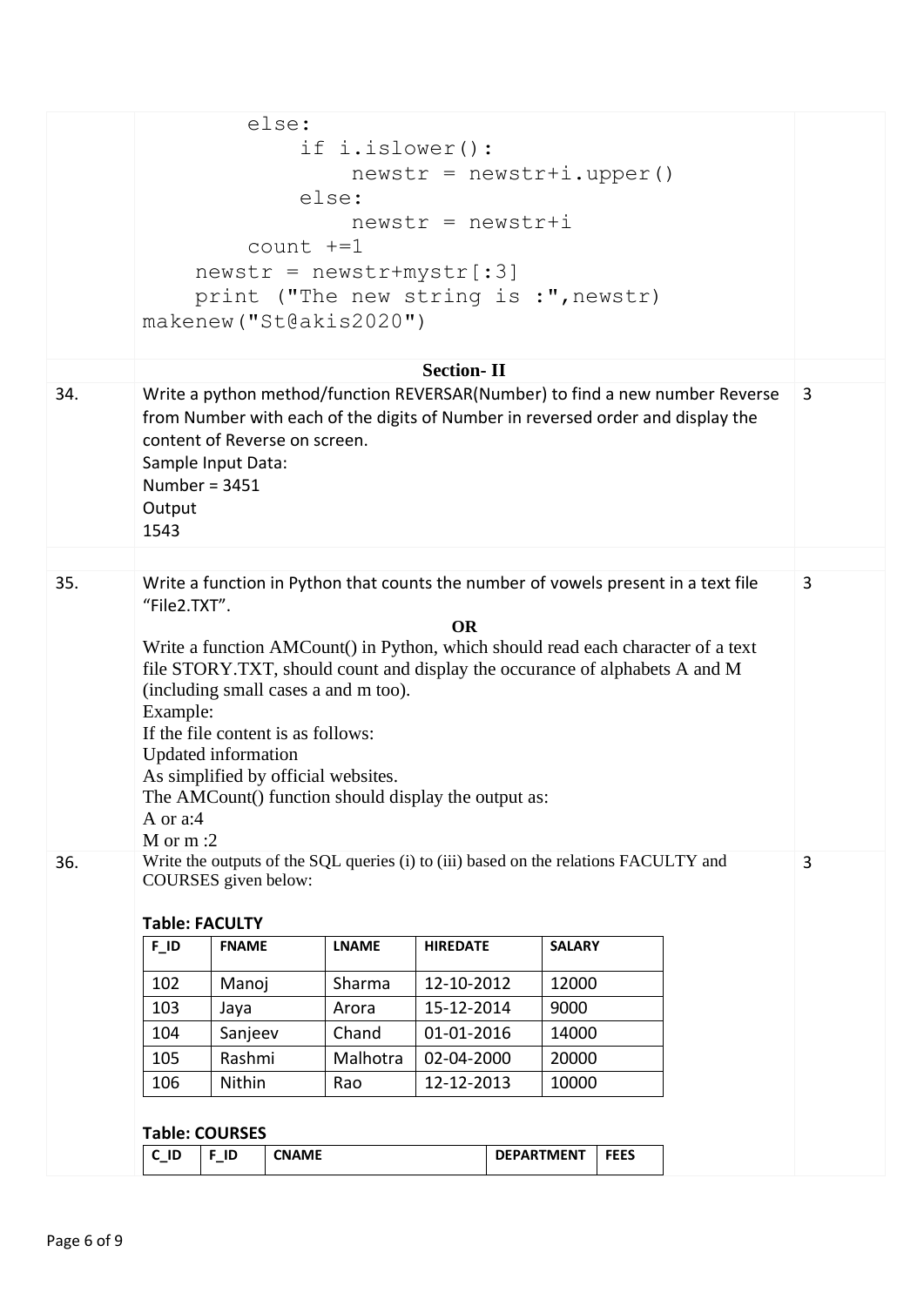```
        else:
            if i.islower():
                newstr = newstr+i.upper()
            else:
                newstr = newstr+i
        count +=1
    newstr = newstr+mystr[:3]
    print ("The new string is :",newstr)
makenew("St@akis2020")
```

**Section- II**

**34.** Write a python method/function REVERSAR(Number) to find a new number Reverse from Number with each of the digits of Number in reversed order and display the content of Reverse on screen. **3**

Sample Input Data:
Number = 3451
Output
1543

**35.** Write a function in Python that counts the number of vowels present in a text file "File2.TXT". **3**

**OR**

Write a function AMCount() in Python, which should read each character of a text file STORY.TXT, should count and display the occurance of alphabets A and M (including small cases a and m too).
Example:
If the file content is as follows:
Updated information
As simplified by official websites.
The AMCount() function should display the output as:
A or a:4
M or m :2

**36.** Write the outputs of the SQL queries (i) to (iii) based on the relations FACULTY and COURSES given below: **3**

**Table: FACULTY**

| F_ID | FNAME | LNAME | HIREDATE | SALARY |
|---|---|---|---|---|
| 102 | Manoj | Sharma | 12-10-2012 | 12000 |
| 103 | Jaya | Arora | 15-12-2014 | 9000 |
| 104 | Sanjeev | Chand | 01-01-2016 | 14000 |
| 105 | Rashmi | Malhotra | 02-04-2000 | 20000 |
| 106 | Nithin | Rao | 12-12-2013 | 10000 |

**Table: COURSES**

| C_ID | F_ID | CNAME | DEPARTMENT | FEES |
|---|---|---|---|---|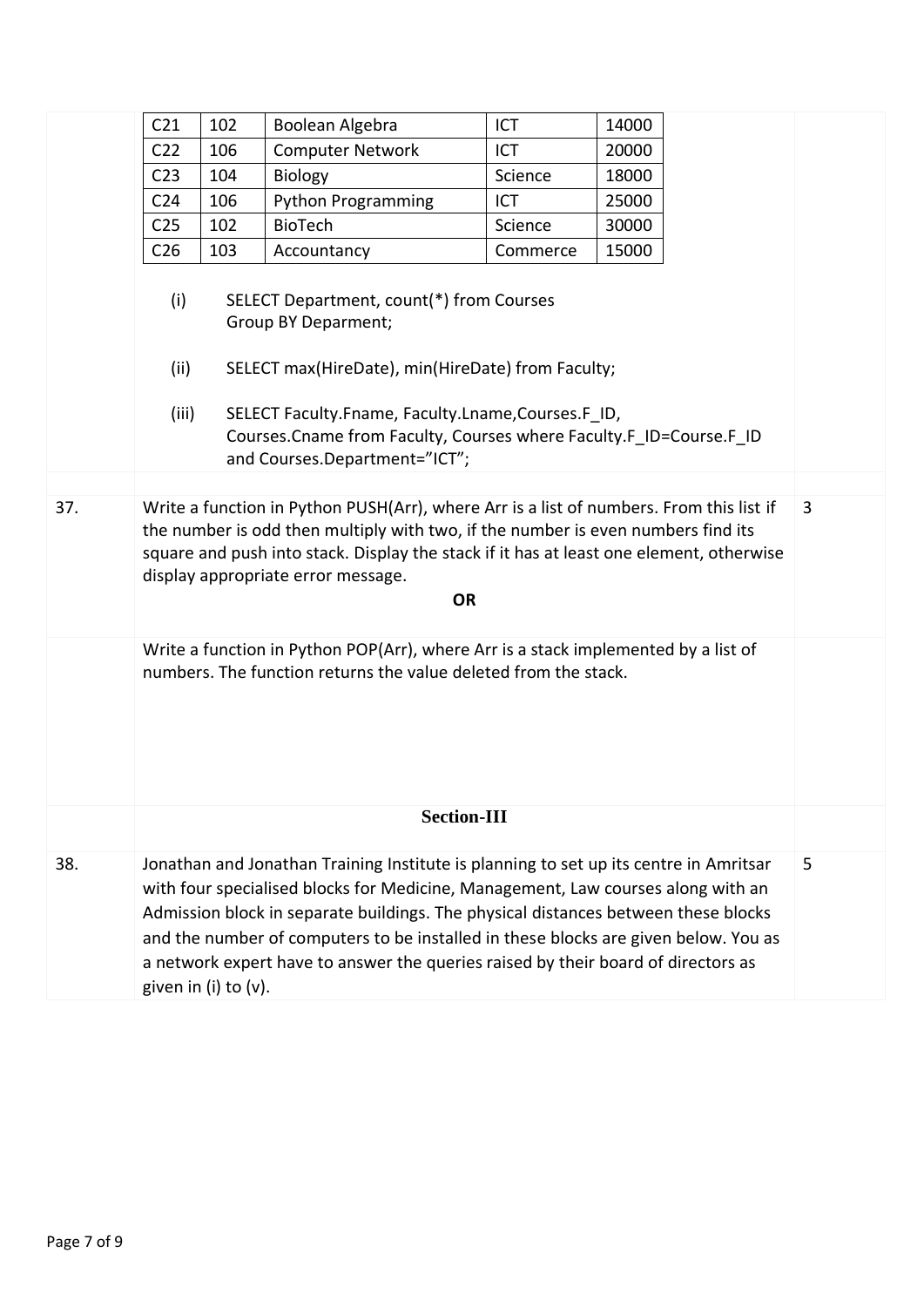| C21 | 102 | Boolean Algebra | ICT | 14000 |
|---|---|---|---|---|
| C22 | 106 | Computer Network | ICT | 20000 |
| C23 | 104 | Biology | Science | 18000 |
| C24 | 106 | Python Programming | ICT | 25000 |
| C25 | 102 | BioTech | Science | 30000 |
| C26 | 103 | Accountancy | Commerce | 15000 |

(i) SELECT Department, count(*) from Courses
Group BY Deparment;

(ii) SELECT max(HireDate), min(HireDate) from Faculty;

(iii) SELECT Faculty.Fname, Faculty.Lname,Courses.F_ID,
Courses.Cname from Faculty, Courses where Faculty.F_ID=Course.F_ID
and Courses.Department="ICT";

**37.** Write a function in Python PUSH(Arr), where Arr is a list of numbers. From this list if the number is odd then multiply with two, if the number is even numbers find its square and push into stack. Display the stack if it has at least one element, otherwise display appropriate error message. **3**

**OR**

Write a function in Python POP(Arr), where Arr is a stack implemented by a list of numbers. The function returns the value deleted from the stack.

## Section-III

**38.** Jonathan and Jonathan Training Institute is planning to set up its centre in Amritsar with four specialised blocks for Medicine, Management, Law courses along with an Admission block in separate buildings. The physical distances between these blocks and the number of computers to be installed in these blocks are given below. You as a network expert have to answer the queries raised by their board of directors as given in (i) to (v). **5**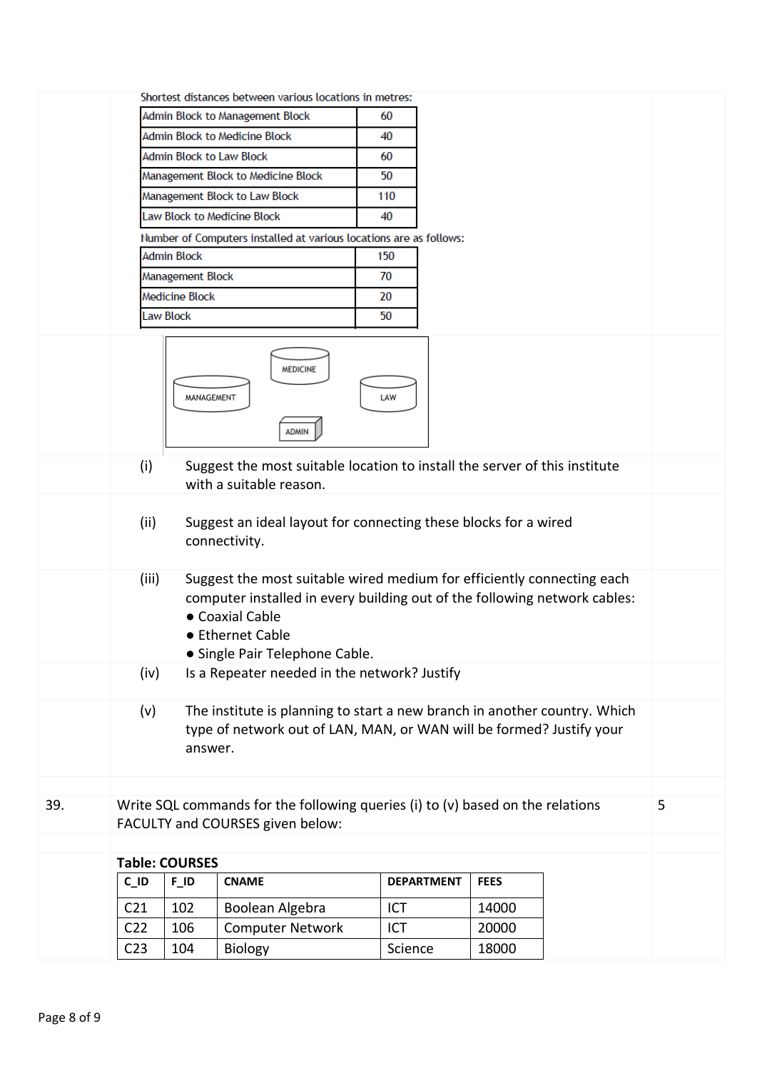Shortest distances between various locations in metres:

| | |
|---|---|
| Admin Block to Management Block | 60 |
| Admin Block to Medicine Block | 40 |
| Admin Block to Law Block | 60 |
| Management Block to Medicine Block | 50 |
| Management Block to Law Block | 110 |
| Law Block to Medicine Block | 40 |

Number of Computers installed at various locations are as follows:

| | |
|---|---|
| Admin Block | 150 |
| Management Block | 70 |
| Medicine Block | 20 |
| Law Block | 50 |

MEDICINE

MANAGEMENT

LAW

ADMIN

(i) Suggest the most suitable location to install the server of this institute with a suitable reason.

(ii) Suggest an ideal layout for connecting these blocks for a wired connectivity.

(iii) Suggest the most suitable wired medium for efficiently connecting each computer installed in every building out of the following network cables:
- Coaxial Cable
- Ethernet Cable
- Single Pair Telephone Cable.

(iv) Is a Repeater needed in the network? Justify

(v) The institute is planning to start a new branch in another country. Which type of network out of LAN, MAN, or WAN will be formed? Justify your answer.

39. Write SQL commands for the following queries (i) to (v) based on the relations FACULTY and COURSES given below: **5**

**Table: COURSES**

| C_ID | F_ID | CNAME | DEPARTMENT | FEES |
|---|---|---|---|---|
| C21 | 102 | Boolean Algebra | ICT | 14000 |
| C22 | 106 | Computer Network | ICT | 20000 |
| C23 | 104 | Biology | Science | 18000 |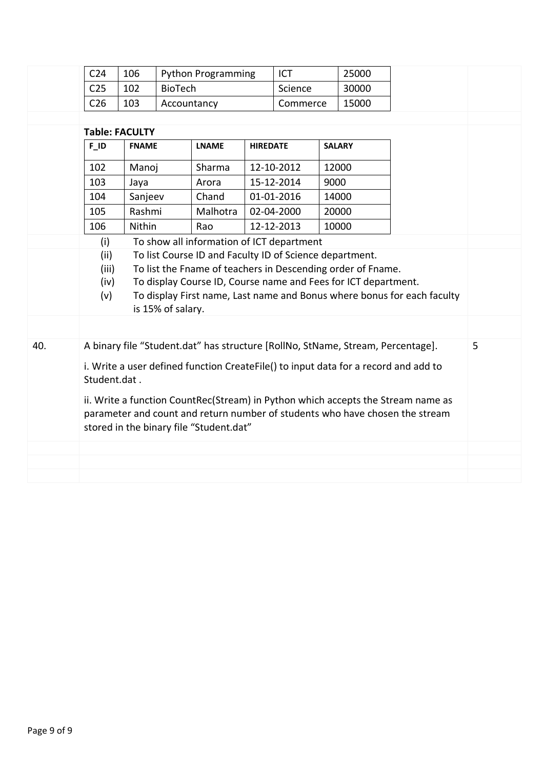| | | | | |
|---|---|---|---|---|
| C24 | 106 | Python Programming | ICT | 25000 |
| C25 | 102 | BioTech | Science | 30000 |
| C26 | 103 | Accountancy | Commerce | 15000 |

**Table: FACULTY**

| F_ID | FNAME | LNAME | HIREDATE | SALARY |
|---|---|---|---|---|
| 102 | Manoj | Sharma | 12-10-2012 | 12000 |
| 103 | Jaya | Arora | 15-12-2014 | 9000 |
| 104 | Sanjeev | Chand | 01-01-2016 | 14000 |
| 105 | Rashmi | Malhotra | 02-04-2000 | 20000 |
| 106 | Nithin | Rao | 12-12-2013 | 10000 |

(i) To show all information of ICT department

(ii) To list Course ID and Faculty ID of Science department.

(iii) To list the Fname of teachers in Descending order of Fname.

(iv) To display Course ID, Course name and Fees for ICT department.

(v) To display First name, Last name and Bonus where bonus for each faculty is 15% of salary.

40. A binary file "Student.dat" has structure [RollNo, StName, Stream, Percentage]. **5**

i. Write a user defined function CreateFile() to input data for a record and add to Student.dat .

ii. Write a function CountRec(Stream) in Python which accepts the Stream name as parameter and count and return number of students who have chosen the stream stored in the binary file "Student.dat"